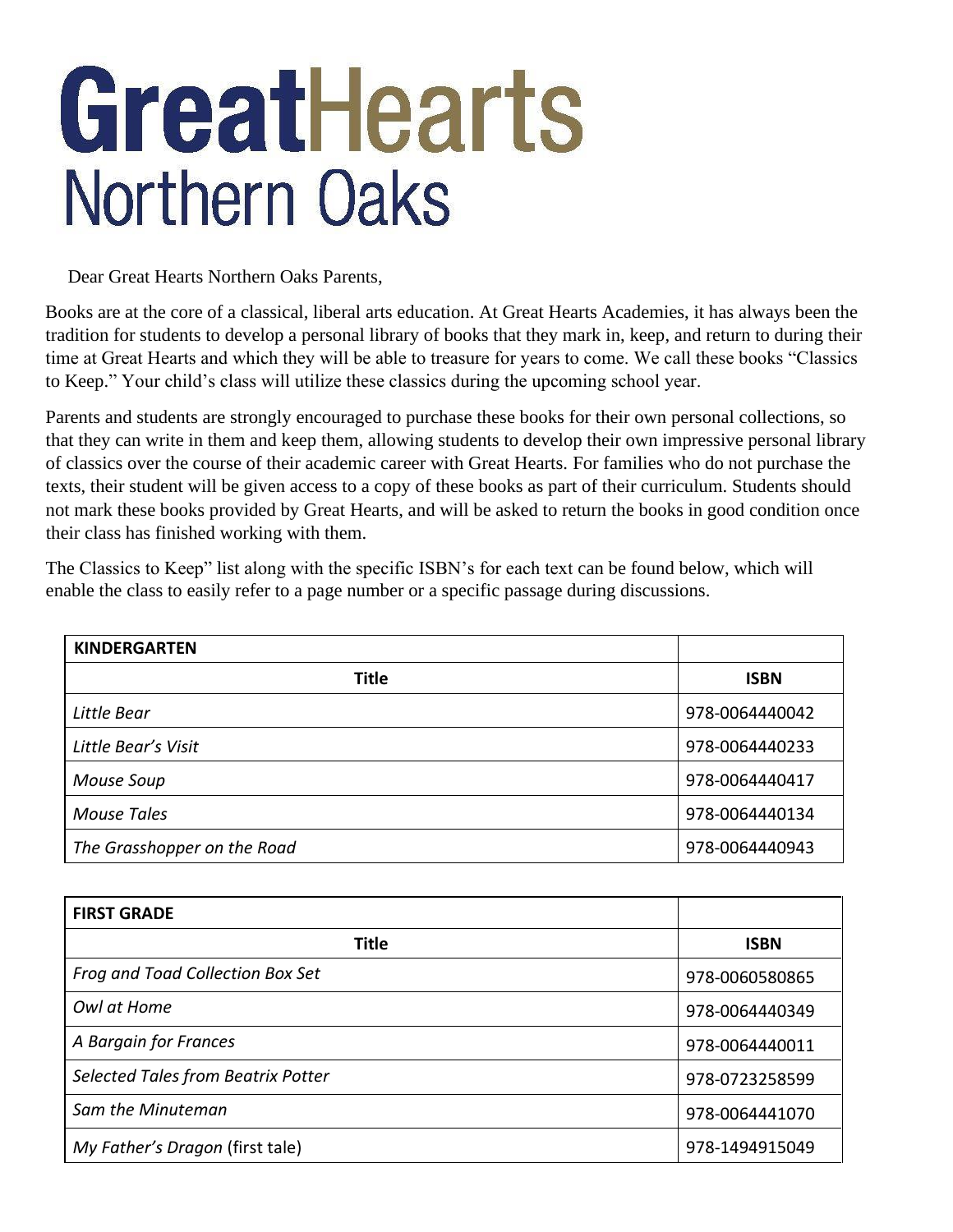# GreatHearts
## Northern Oaks

Dear Great Hearts Northern Oaks Parents,

Books are at the core of a classical, liberal arts education. At Great Hearts Academies, it has always been the tradition for students to develop a personal library of books that they mark in, keep, and return to during their time at Great Hearts and which they will be able to treasure for years to come. We call these books "Classics to Keep." Your child's class will utilize these classics during the upcoming school year.

Parents and students are strongly encouraged to purchase these books for their own personal collections, so that they can write in them and keep them, allowing students to develop their own impressive personal library of classics over the course of their academic career with Great Hearts. For families who do not purchase the texts, their student will be given access to a copy of these books as part of their curriculum. Students should not mark these books provided by Great Hearts, and will be asked to return the books in good condition once their class has finished working with them.

The Classics to Keep" list along with the specific ISBN's for each text can be found below, which will enable the class to easily refer to a page number or a specific passage during discussions.

| **KINDERGARTEN** | |
|---|---|
| **Title** | **ISBN** |
| *Little Bear* | 978-0064440042 |
| *Little Bear's Visit* | 978-0064440233 |
| *Mouse Soup* | 978-0064440417 |
| *Mouse Tales* | 978-0064440134 |
| *The Grasshopper on the Road* | 978-0064440943 |

| **FIRST GRADE** | |
|---|---|
| **Title** | **ISBN** |
| *Frog and Toad Collection Box Set* | 978-0060580865 |
| *Owl at Home* | 978-0064440349 |
| *A Bargain for Frances* | 978-0064440011 |
| *Selected Tales from Beatrix Potter* | 978-0723258599 |
| *Sam the Minuteman* | 978-0064441070 |
| *My Father's Dragon* (first tale) | 978-1494915049 |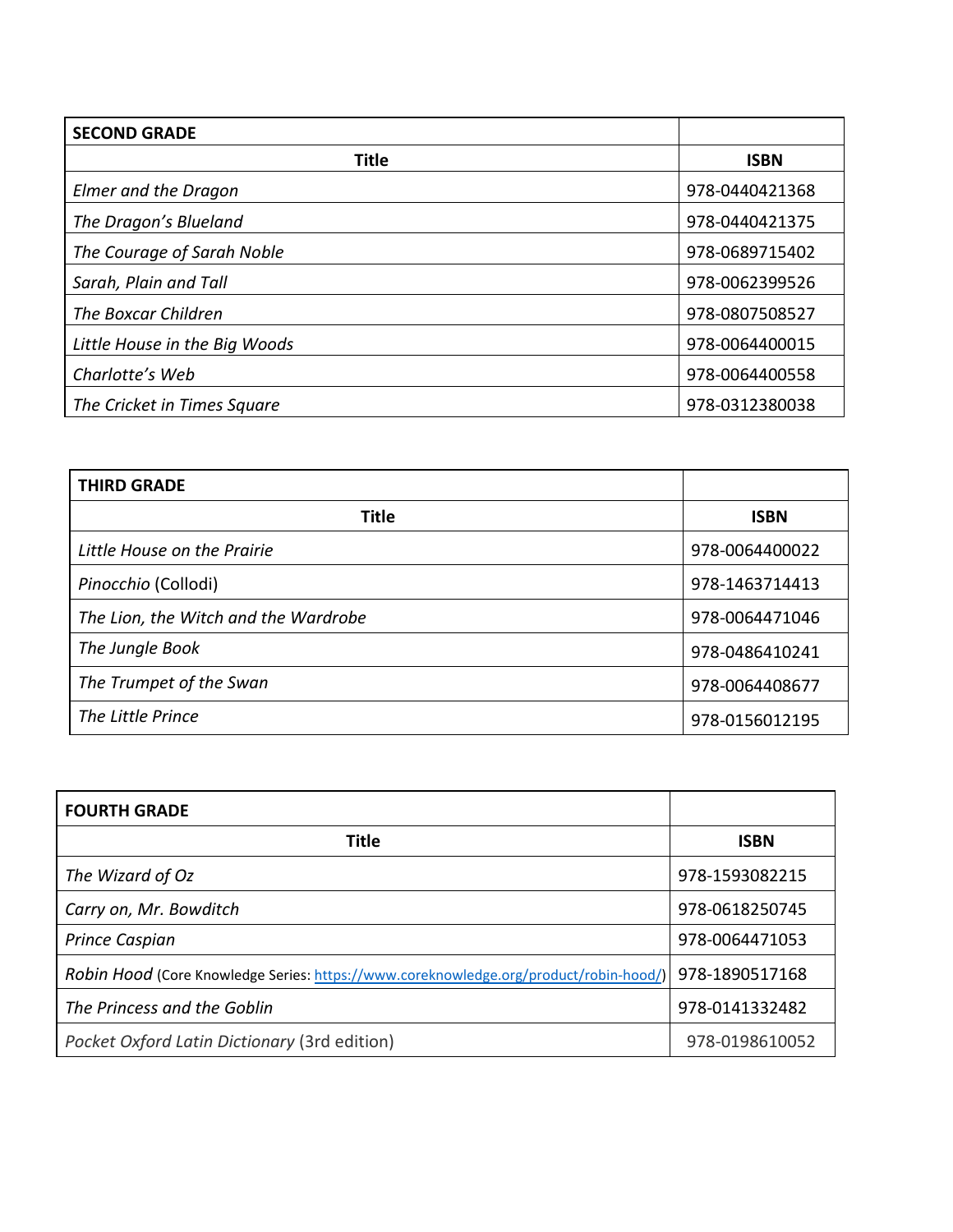| SECOND GRADE | |
|---|---|
| **Title** | **ISBN** |
| *Elmer and the Dragon* | 978-0440421368 |
| *The Dragon's Blueland* | 978-0440421375 |
| *The Courage of Sarah Noble* | 978-0689715402 |
| *Sarah, Plain and Tall* | 978-0062399526 |
| *The Boxcar Children* | 978-0807508527 |
| *Little House in the Big Woods* | 978-0064400015 |
| *Charlotte's Web* | 978-0064400558 |
| *The Cricket in Times Square* | 978-0312380038 |

| THIRD GRADE | |
|---|---|
| **Title** | **ISBN** |
| *Little House on the Prairie* | 978-0064400022 |
| *Pinocchio* (Collodi) | 978-1463714413 |
| *The Lion, the Witch and the Wardrobe* | 978-0064471046 |
| *The Jungle Book* | 978-0486410241 |
| *The Trumpet of the Swan* | 978-0064408677 |
| *The Little Prince* | 978-0156012195 |

| FOURTH GRADE | |
|---|---|
| **Title** | **ISBN** |
| *The Wizard of Oz* | 978-1593082215 |
| *Carry on, Mr. Bowditch* | 978-0618250745 |
| *Prince Caspian* | 978-0064471053 |
| *Robin Hood* (Core Knowledge Series: https://www.coreknowledge.org/product/robin-hood/) | 978-1890517168 |
| *The Princess and the Goblin* | 978-0141332482 |
| *Pocket Oxford Latin Dictionary* (3rd edition) | 978-0198610052 |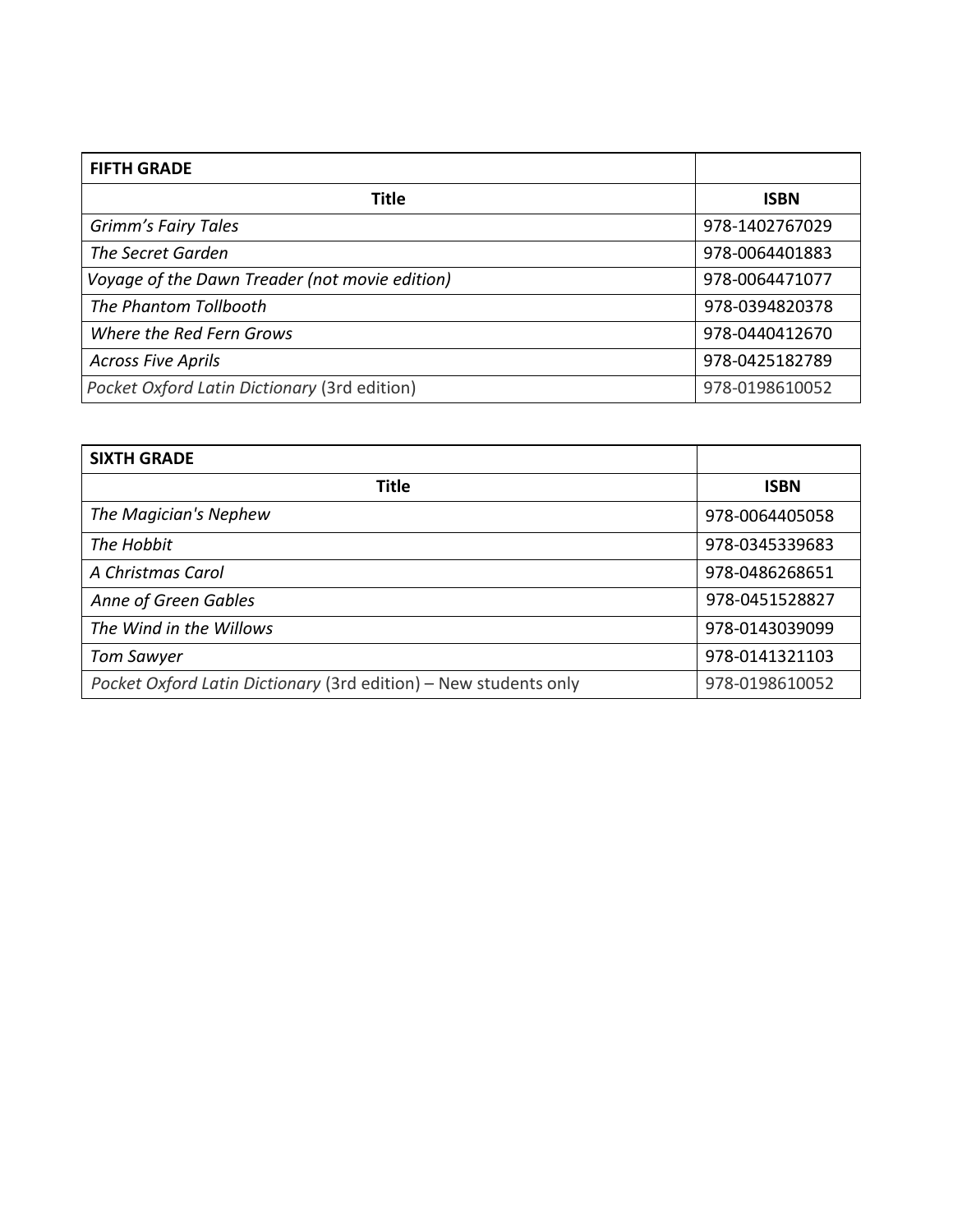| FIFTH GRADE | |
|---|---|
| **Title** | **ISBN** |
| *Grimm's Fairy Tales* | 978-1402767029 |
| *The Secret Garden* | 978-0064401883 |
| *Voyage of the Dawn Treader (not movie edition)* | 978-0064471077 |
| *The Phantom Tollbooth* | 978-0394820378 |
| *Where the Red Fern Grows* | 978-0440412670 |
| *Across Five Aprils* | 978-0425182789 |
| *Pocket Oxford Latin Dictionary* (3rd edition) | 978-0198610052 |

| SIXTH GRADE | |
|---|---|
| **Title** | **ISBN** |
| *The Magician's Nephew* | 978-0064405058 |
| *The Hobbit* | 978-0345339683 |
| *A Christmas Carol* | 978-0486268651 |
| *Anne of Green Gables* | 978-0451528827 |
| *The Wind in the Willows* | 978-0143039099 |
| *Tom Sawyer* | 978-0141321103 |
| *Pocket Oxford Latin Dictionary* (3rd edition) – New students only | 978-0198610052 |